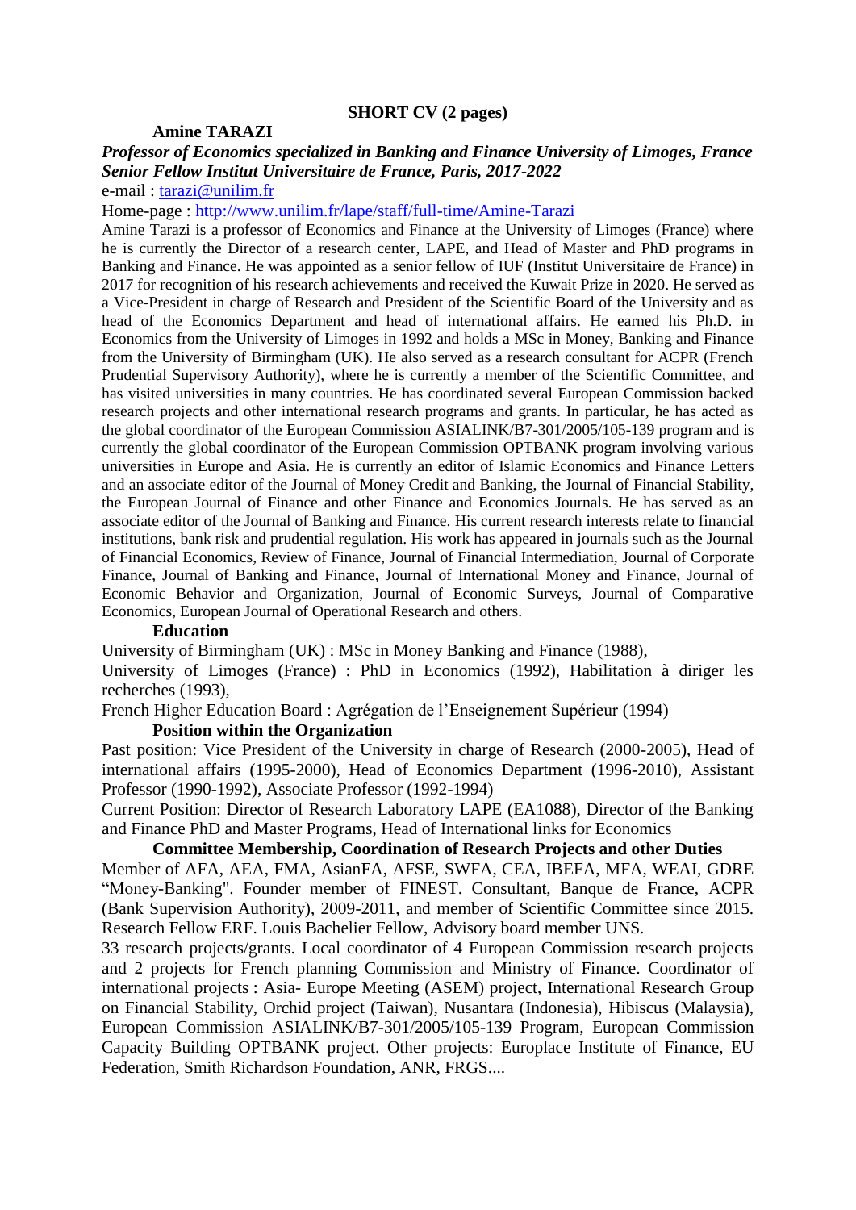**SHORT CV (2 pages)**

# Amine TARAZI

***Professor of Economics specialized in Banking and Finance University of Limoges, France***
***Senior Fellow Institut Universitaire de France, Paris, 2017-2022***

e-mail : [tarazi@unilim.fr](mailto:tarazi@unilim.fr)

Home-page : [http://www.unilim.fr/lape/staff/full-time/Amine-Tarazi](http://www.unilim.fr/lape/staff/full-time/Amine-Tarazi)

Amine Tarazi is a professor of Economics and Finance at the University of Limoges (France) where he is currently the Director of a research center, LAPE, and Head of Master and PhD programs in Banking and Finance. He was appointed as a senior fellow of IUF (Institut Universitaire de France) in 2017 for recognition of his research achievements and received the Kuwait Prize in 2020. He served as a Vice-President in charge of Research and President of the Scientific Board of the University and as head of the Economics Department and head of international affairs. He earned his Ph.D. in Economics from the University of Limoges in 1992 and holds a MSc in Money, Banking and Finance from the University of Birmingham (UK). He also served as a research consultant for ACPR (French Prudential Supervisory Authority), where he is currently a member of the Scientific Committee, and has visited universities in many countries. He has coordinated several European Commission backed research projects and other international research programs and grants. In particular, he has acted as the global coordinator of the European Commission ASIALINK/B7-301/2005/105-139 program and is currently the global coordinator of the European Commission OPTBANK program involving various universities in Europe and Asia. He is currently an editor of Islamic Economics and Finance Letters and an associate editor of the Journal of Money Credit and Banking, the Journal of Financial Stability, the European Journal of Finance and other Finance and Economics Journals. He has served as an associate editor of the Journal of Banking and Finance. His current research interests relate to financial institutions, bank risk and prudential regulation. His work has appeared in journals such as the Journal of Financial Economics, Review of Finance, Journal of Financial Intermediation, Journal of Corporate Finance, Journal of Banking and Finance, Journal of International Money and Finance, Journal of Economic Behavior and Organization, Journal of Economic Surveys, Journal of Comparative Economics, European Journal of Operational Research and others.

## Education

University of Birmingham (UK) : MSc in Money Banking and Finance (1988),

University of Limoges (France) : PhD in Economics (1992), Habilitation à diriger les recherches (1993),

French Higher Education Board : Agrégation de l'Enseignement Supérieur (1994)

## Position within the Organization

Past position: Vice President of the University in charge of Research (2000-2005), Head of international affairs (1995-2000), Head of Economics Department (1996-2010), Assistant Professor (1990-1992), Associate Professor (1992-1994)

Current Position: Director of Research Laboratory LAPE (EA1088), Director of the Banking and Finance PhD and Master Programs, Head of International links for Economics

## Committee Membership, Coordination of Research Projects and other Duties

Member of AFA, AEA, FMA, AsianFA, AFSE, SWFA, CEA, IBEFA, MFA, WEAI, GDRE "Money-Banking". Founder member of FINEST. Consultant, Banque de France, ACPR (Bank Supervision Authority), 2009-2011, and member of Scientific Committee since 2015. Research Fellow ERF. Louis Bachelier Fellow, Advisory board member UNS.

33 research projects/grants. Local coordinator of 4 European Commission research projects and 2 projects for French planning Commission and Ministry of Finance. Coordinator of international projects : Asia- Europe Meeting (ASEM) project, International Research Group on Financial Stability, Orchid project (Taiwan), Nusantara (Indonesia), Hibiscus (Malaysia), European Commission ASIALINK/B7-301/2005/105-139 Program, European Commission Capacity Building OPTBANK project. Other projects: Europlace Institute of Finance, EU Federation, Smith Richardson Foundation, ANR, FRGS....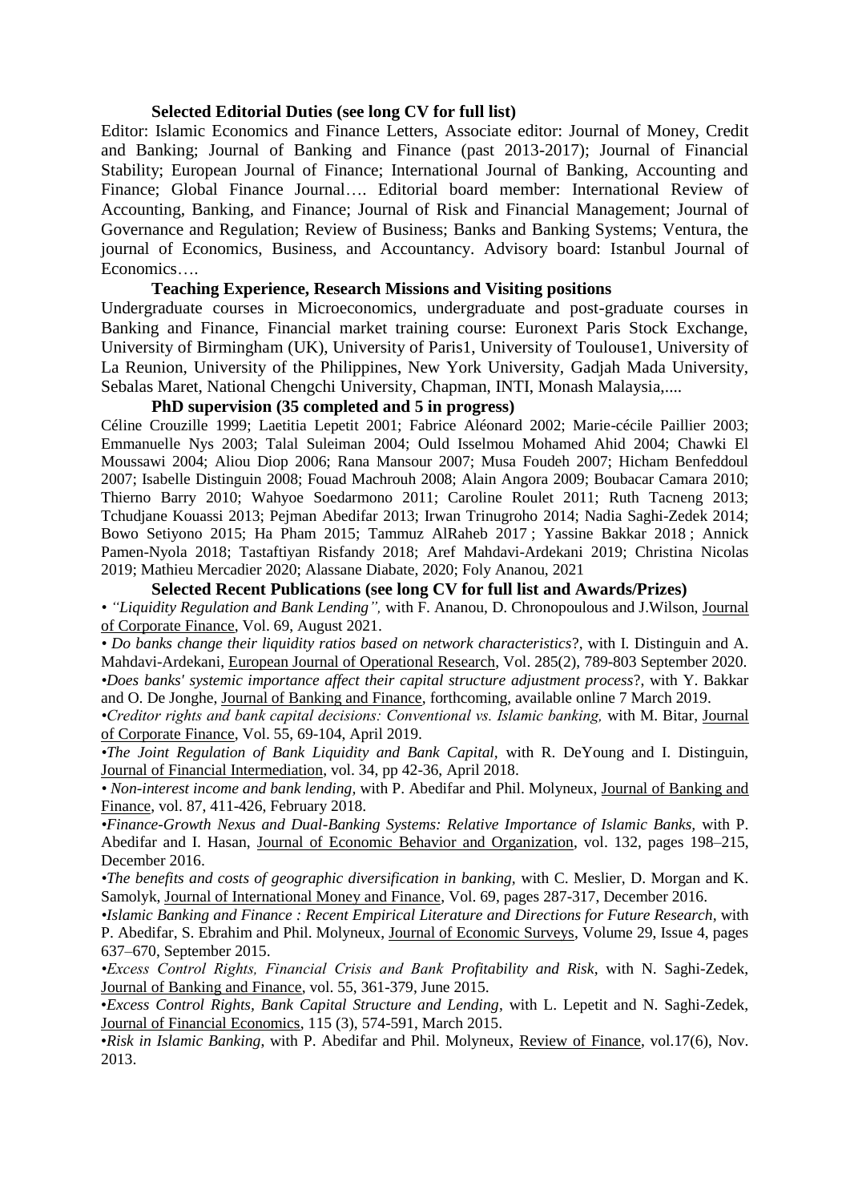### Selected Editorial Duties (see long CV for full list)

Editor: Islamic Economics and Finance Letters, Associate editor: Journal of Money, Credit and Banking; Journal of Banking and Finance (past 2013-2017); Journal of Financial Stability; European Journal of Finance; International Journal of Banking, Accounting and Finance; Global Finance Journal…. Editorial board member: International Review of Accounting, Banking, and Finance; Journal of Risk and Financial Management; Journal of Governance and Regulation; Review of Business; Banks and Banking Systems; Ventura, the journal of Economics, Business, and Accountancy. Advisory board: Istanbul Journal of Economics….

### Teaching Experience, Research Missions and Visiting positions

Undergraduate courses in Microeconomics, undergraduate and post-graduate courses in Banking and Finance, Financial market training course: Euronext Paris Stock Exchange, University of Birmingham (UK), University of Paris1, University of Toulouse1, University of La Reunion, University of the Philippines, New York University, Gadjah Mada University, Sebalas Maret, National Chengchi University, Chapman, INTI, Monash Malaysia,....

### PhD supervision (35 completed and 5 in progress)

Céline Crouzille 1999; Laetitia Lepetit 2001; Fabrice Aléonard 2002; Marie-cécile Paillier 2003; Emmanuelle Nys 2003; Talal Suleiman 2004; Ould Isselmou Mohamed Ahid 2004; Chawki El Moussawi 2004; Aliou Diop 2006; Rana Mansour 2007; Musa Foudeh 2007; Hicham Benfeddoul 2007; Isabelle Distinguin 2008; Fouad Machrouh 2008; Alain Angora 2009; Boubacar Camara 2010; Thierno Barry 2010; Wahyoe Soedarmono 2011; Caroline Roulet 2011; Ruth Tacneng 2013; Tchudjane Kouassi 2013; Pejman Abedifar 2013; Irwan Trinugroho 2014; Nadia Saghi-Zedek 2014; Bowo Setiyono 2015; Ha Pham 2015; Tammuz AlRaheb 2017 ; Yassine Bakkar 2018 ; Annick Pamen-Nyola 2018; Tastaftiyan Risfandy 2018; Aref Mahdavi-Ardekani 2019; Christina Nicolas 2019; Mathieu Mercadier 2020; Alassane Diabate, 2020; Foly Ananou, 2021

### Selected Recent Publications (see long CV for full list and Awards/Prizes)

• *"Liquidity Regulation and Bank Lending"*, with F. Ananou, D. Chronopoulous and J.Wilson, Journal of Corporate Finance, Vol. 69, August 2021.

• *Do banks change their liquidity ratios based on network characteristics*?, with I. Distinguin and A. Mahdavi-Ardekani, European Journal of Operational Research, Vol. 285(2), 789-803 September 2020.

•*Does banks' systemic importance affect their capital structure adjustment process*?, with Y. Bakkar and O. De Jonghe, Journal of Banking and Finance, forthcoming, available online 7 March 2019.

•*Creditor rights and bank capital decisions: Conventional vs. Islamic banking,* with M. Bitar, Journal of Corporate Finance, Vol. 55, 69-104, April 2019.

•*The Joint Regulation of Bank Liquidity and Bank Capital*, with R. DeYoung and I. Distinguin, Journal of Financial Intermediation, vol. 34, pp 42-36, April 2018.

• *Non-interest income and bank lending,* with P. Abedifar and Phil. Molyneux, Journal of Banking and Finance, vol. 87, 411-426, February 2018.

•*Finance-Growth Nexus and Dual-Banking Systems: Relative Importance of Islamic Banks,* with P. Abedifar and I. Hasan, Journal of Economic Behavior and Organization, vol. 132, pages 198–215, December 2016.

•*The benefits and costs of geographic diversification in banking,* with C. Meslier, D. Morgan and K. Samolyk, Journal of International Money and Finance, Vol. 69, pages 287-317, December 2016.

•*Islamic Banking and Finance : Recent Empirical Literature and Directions for Future Research*, with P. Abedifar, S. Ebrahim and Phil. Molyneux, Journal of Economic Surveys, Volume 29, Issue 4, pages 637–670, September 2015.

•*Excess Control Rights, Financial Crisis and Bank Profitability and Risk*, with N. Saghi-Zedek, Journal of Banking and Finance, vol. 55, 361-379, June 2015.

•*Excess Control Rights, Bank Capital Structure and Lending*, with L. Lepetit and N. Saghi-Zedek, Journal of Financial Economics, 115 (3), 574-591, March 2015.

•*Risk in Islamic Banking*, with P. Abedifar and Phil. Molyneux, Review of Finance, vol.17(6), Nov. 2013.